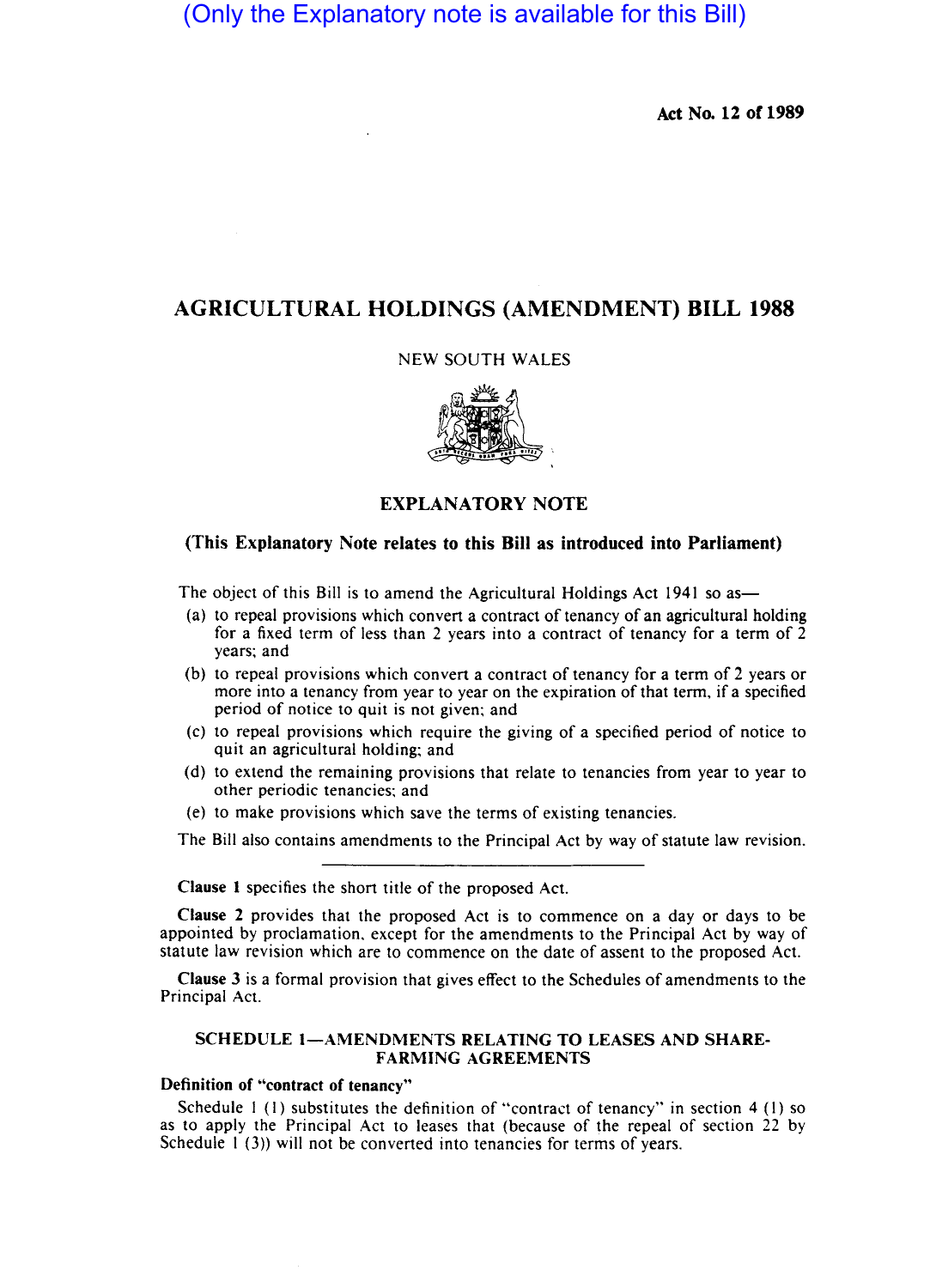(Only the Explanatory note is available for this Bill)

**Act No. 12 of 1989**

# AGRICULTURAL HOLDINGS (AMENDMENT) BILL 1988

NEW SOUTH WALES

## EXPLANATORY NOTE

**(This Explanatory Note relates to this Bill as introduced into Parliament)**

The object of this Bill is to amend the Agricultural Holdings Act 1941 so as—

(a) to repeal provisions which convert a contract of tenancy of an agricultural holding for a fixed term of less than 2 years into a contract of tenancy for a term of 2 years; and

(b) to repeal provisions which convert a contract of tenancy for a term of 2 years or more into a tenancy from year to year on the expiration of that term, if a specified period of notice to quit is not given; and

(c) to repeal provisions which require the giving of a specified period of notice to quit an agricultural holding; and

(d) to extend the remaining provisions that relate to tenancies from year to year to other periodic tenancies; and

(e) to make provisions which save the terms of existing tenancies.

The Bill also contains amendments to the Principal Act by way of statute law revision.

---

**Clause 1** specifies the short title of the proposed Act.

**Clause 2** provides that the proposed Act is to commence on a day or days to be appointed by proclamation, except for the amendments to the Principal Act by way of statute law revision which are to commence on the date of assent to the proposed Act.

**Clause 3** is a formal provision that gives effect to the Schedules of amendments to the Principal Act.

### SCHEDULE 1—AMENDMENTS RELATING TO LEASES AND SHARE-FARMING AGREEMENTS

**Definition of "contract of tenancy"**

Schedule 1 (1) substitutes the definition of "contract of tenancy" in section 4 (1) so as to apply the Principal Act to leases that (because of the repeal of section 22 by Schedule 1 (3)) will not be converted into tenancies for terms of years.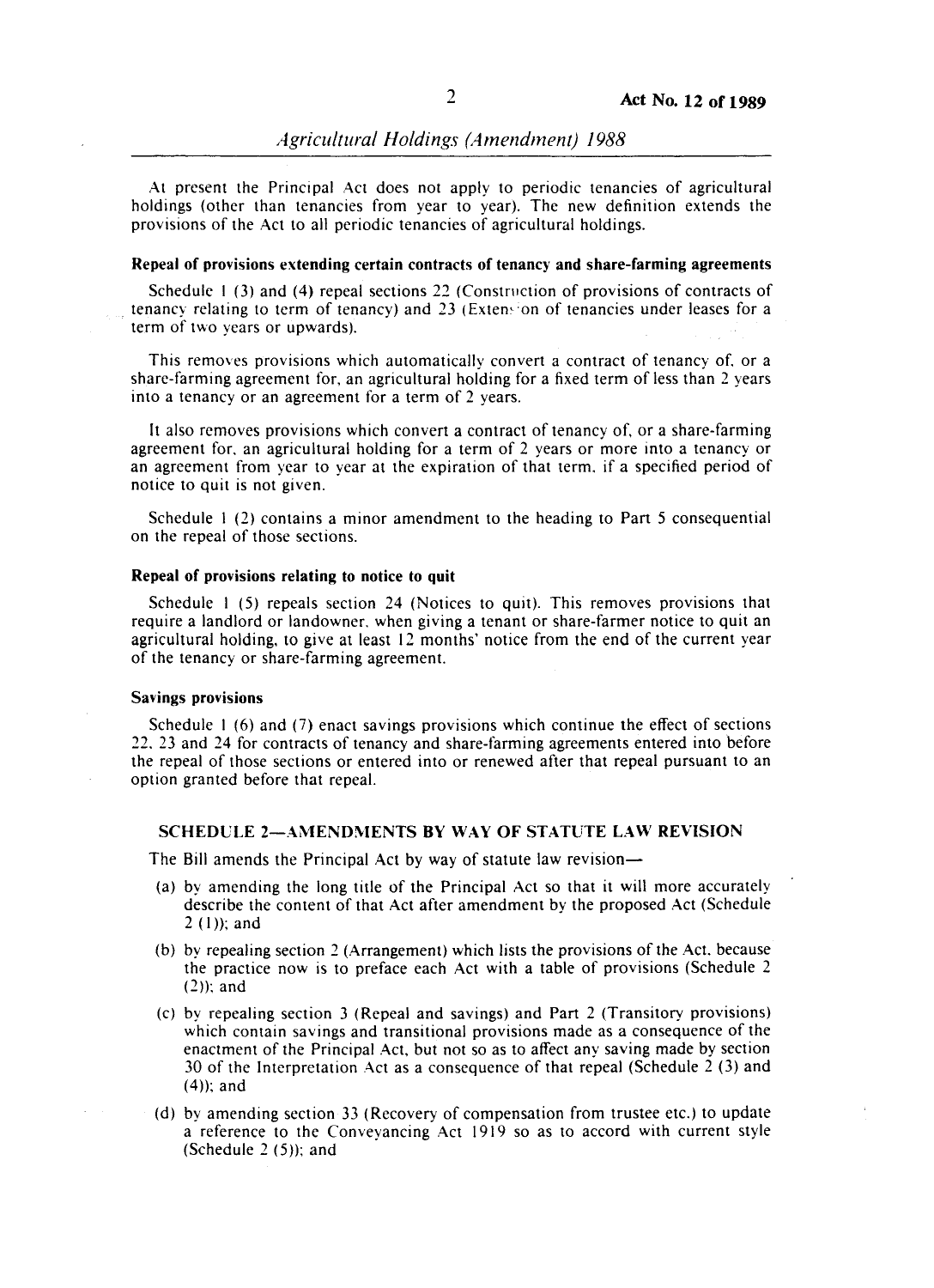At present the Principal Act does not apply to periodic tenancies of agricultural holdings (other than tenancies from year to year). The new definition extends the provisions of the Act to all periodic tenancies of agricultural holdings.

### Repeal of provisions extending certain contracts of tenancy and share-farming agreements

Schedule 1 (3) and (4) repeal sections 22 (Construction of provisions of contracts of tenancy relating to term of tenancy) and 23 (Extension of tenancies under leases for a term of two years or upwards).

This removes provisions which automatically convert a contract of tenancy of, or a share-farming agreement for, an agricultural holding for a fixed term of less than 2 years into a tenancy or an agreement for a term of 2 years.

It also removes provisions which convert a contract of tenancy of, or a share-farming agreement for, an agricultural holding for a term of 2 years or more into a tenancy or an agreement from year to year at the expiration of that term, if a specified period of notice to quit is not given.

Schedule 1 (2) contains a minor amendment to the heading to Part 5 consequential on the repeal of those sections.

### Repeal of provisions relating to notice to quit

Schedule 1 (5) repeals section 24 (Notices to quit). This removes provisions that require a landlord or landowner, when giving a tenant or share-farmer notice to quit an agricultural holding, to give at least 12 months' notice from the end of the current year of the tenancy or share-farming agreement.

### Savings provisions

Schedule 1 (6) and (7) enact savings provisions which continue the effect of sections 22, 23 and 24 for contracts of tenancy and share-farming agreements entered into before the repeal of those sections or entered into or renewed after that repeal pursuant to an option granted before that repeal.

## SCHEDULE 2—AMENDMENTS BY WAY OF STATUTE LAW REVISION

The Bill amends the Principal Act by way of statute law revision—

(a) by amending the long title of the Principal Act so that it will more accurately describe the content of that Act after amendment by the proposed Act (Schedule 2 (1)); and

(b) by repealing section 2 (Arrangement) which lists the provisions of the Act, because the practice now is to preface each Act with a table of provisions (Schedule 2 (2)); and

(c) by repealing section 3 (Repeal and savings) and Part 2 (Transitory provisions) which contain savings and transitional provisions made as a consequence of the enactment of the Principal Act, but not so as to affect any saving made by section 30 of the Interpretation Act as a consequence of that repeal (Schedule 2 (3) and (4)); and

(d) by amending section 33 (Recovery of compensation from trustee etc.) to update a reference to the Conveyancing Act 1919 so as to accord with current style (Schedule 2 (5)); and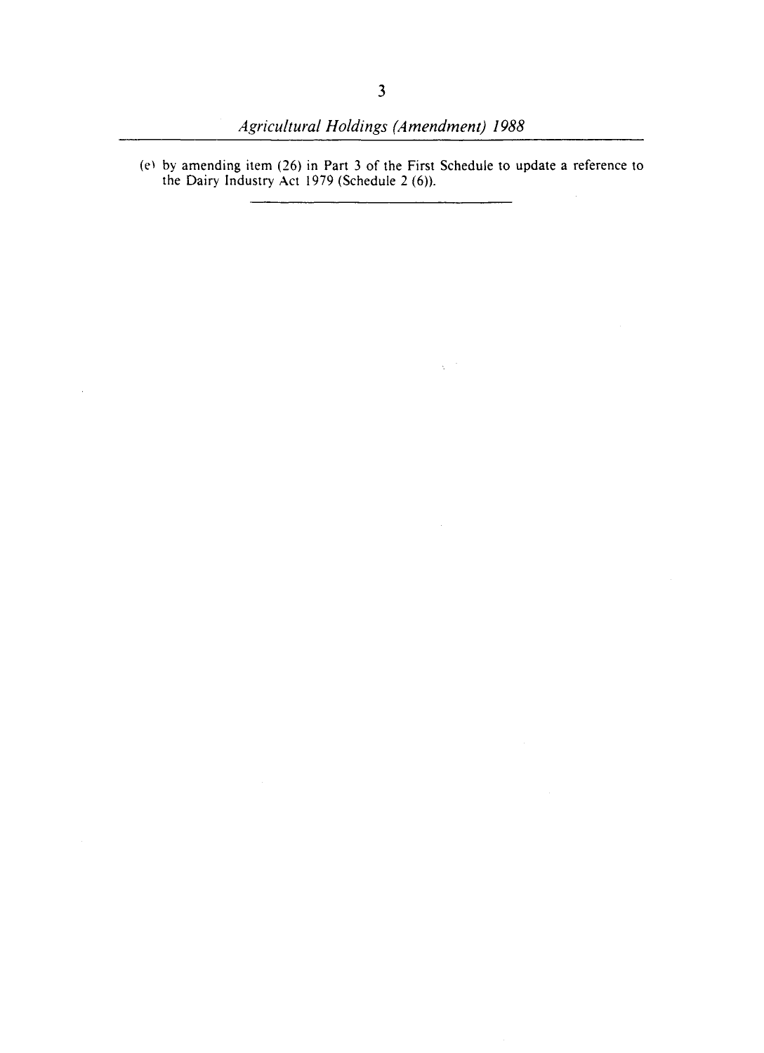(e) by amending item (26) in Part 3 of the First Schedule to update a reference to the Dairy Industry Act 1979 (Schedule 2 (6)).